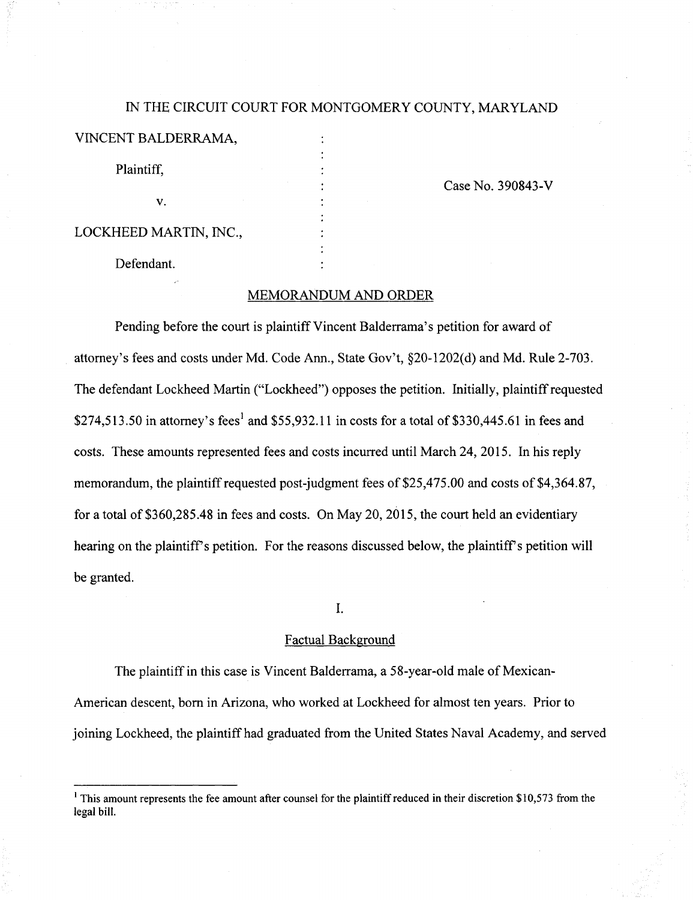IN THE CIRCUIT COURT FOR MONTGOMERY COUNTY, MARYLAND

VINCENT BALDERRAMA,

Plaintiff,

v.

LOCKHEED MARTIN, INC.,

Defendant.

Case No. 390843-V

## MEMORANDUM AND ORDER

Pending before the court is plaintiff Vincent Balderrama's petition for award of attorney's fees and costs under Md. Code Ann., State Gov't, §20-1202(d) and Md. Rule 2-703. The defendant Lockheed Martin ("Lockheed") opposes the petition. Initially, plaintiff requested $274,513.50 in attorney's fees[1] and $55,932.11 in costs for a total of $330,445.61 in fees and costs. These amounts represented fees and costs incurred until March 24, 2015. In his reply memorandum, the plaintiff requested post-judgment fees of $25,475.00 and costs of $4,364.87, for a total of $360,285.48 in fees and costs. On May 20, 2015, the court held an evidentiary hearing on the plaintiff's petition. For the reasons discussed below, the plaintiff's petition will be granted.

I.

### Factual Background

The plaintiff in this case is Vincent Balderrama, a 58-year-old male of Mexican-American descent, born in Arizona, who worked at Lockheed for almost ten years. Prior to joining Lockheed, the plaintiff had graduated from the United States Naval Academy, and served

[1] This amount represents the fee amount after counsel for the plaintiff reduced in their discretion $10,573 from the legal bill.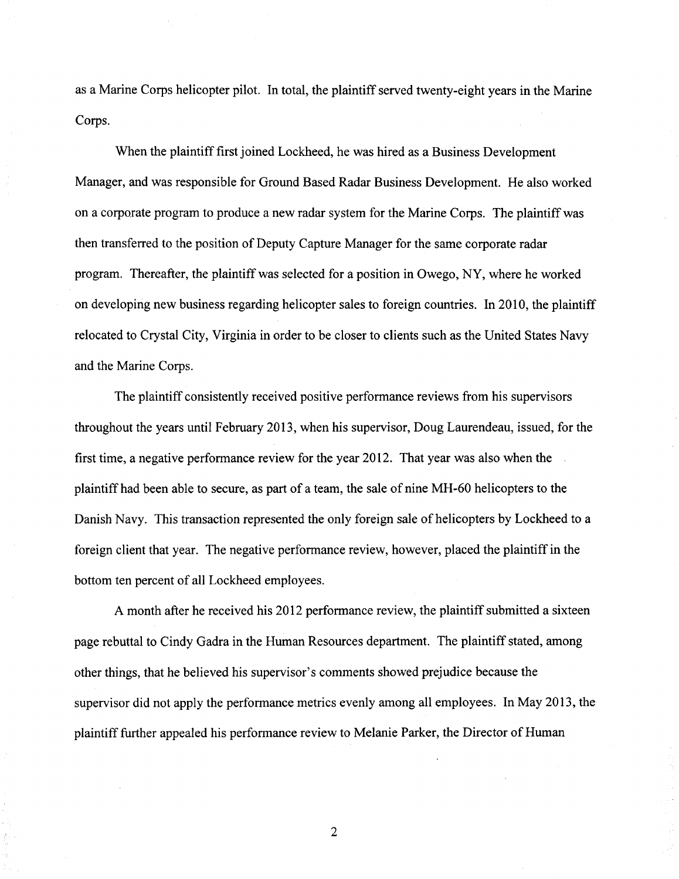as a Marine Corps helicopter pilot. In total, the plaintiff served twenty-eight years in the Marine Corps.

When the plaintiff first joined Lockheed, he was hired as a Business Development Manager, and was responsible for Ground Based Radar Business Development. He also worked on a corporate program to produce a new radar system for the Marine Corps. The plaintiff was then transferred to the position of Deputy Capture Manager for the same corporate radar program. Thereafter, the plaintiff was selected for a position in Owego, NY, where he worked on developing new business regarding helicopter sales to foreign countries. In 2010, the plaintiff relocated to Crystal City, Virginia in order to be closer to clients such as the United States Navy and the Marine Corps.

The plaintiff consistently received positive performance reviews from his supervisors throughout the years until February 2013, when his supervisor, Doug Laurendeau, issued, for the first time, a negative performance review for the year 2012. That year was also when the plaintiff had been able to secure, as part of a team, the sale of nine MH-60 helicopters to the Danish Navy. This transaction represented the only foreign sale of helicopters by Lockheed to a foreign client that year. The negative performance review, however, placed the plaintiff in the bottom ten percent of all Lockheed employees.

A month after he received his 2012 performance review, the plaintiff submitted a sixteen page rebuttal to Cindy Gadra in the Human Resources department. The plaintiff stated, among other things, that he believed his supervisor's comments showed prejudice because the supervisor did not apply the performance metrics evenly among all employees. In May 2013, the plaintiff further appealed his performance review to Melanie Parker, the Director of Human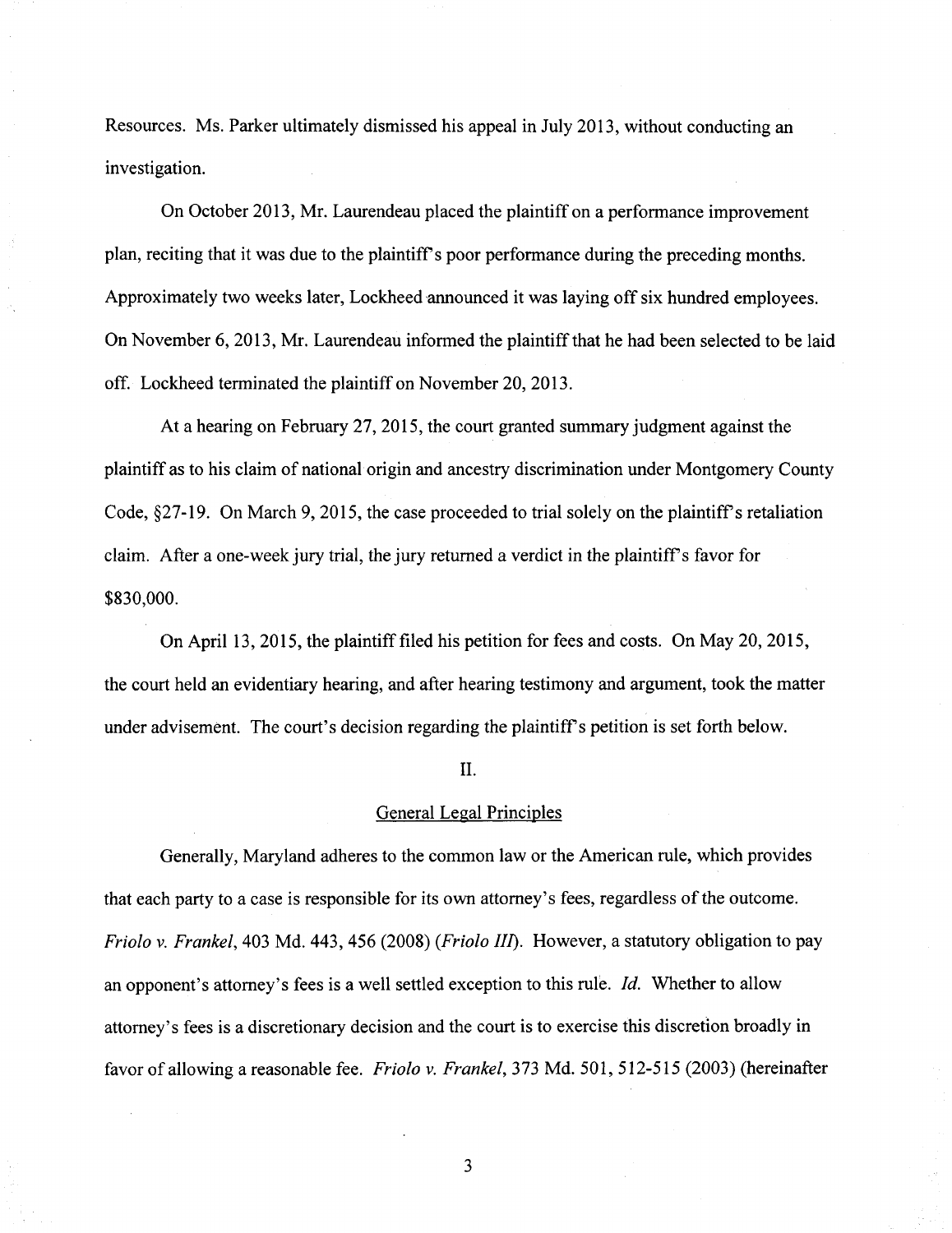Resources. Ms. Parker ultimately dismissed his appeal in July 2013, without conducting an investigation.

On October 2013, Mr. Laurendeau placed the plaintiff on a performance improvement plan, reciting that it was due to the plaintiff's poor performance during the preceding months. Approximately two weeks later, Lockheed announced it was laying off six hundred employees. On November 6, 2013, Mr. Laurendeau informed the plaintiff that he had been selected to be laid off. Lockheed terminated the plaintiff on November 20, 2013.

At a hearing on February 27, 2015, the court granted summary judgment against the plaintiff as to his claim of national origin and ancestry discrimination under Montgomery County Code, §27-19. On March 9, 2015, the case proceeded to trial solely on the plaintiff's retaliation claim. After a one-week jury trial, the jury returned a verdict in the plaintiff's favor for $830,000.

On April 13, 2015, the plaintiff filed his petition for fees and costs. On May 20, 2015, the court held an evidentiary hearing, and after hearing testimony and argument, took the matter under advisement. The court's decision regarding the plaintiff's petition is set forth below.

## II.

## General Legal Principles

Generally, Maryland adheres to the common law or the American rule, which provides that each party to a case is responsible for its own attorney's fees, regardless of the outcome. *Friolo v. Frankel*, 403 Md. 443, 456 (2008) (*Friolo III*). However, a statutory obligation to pay an opponent's attorney's fees is a well settled exception to this rule. *Id.* Whether to allow attorney's fees is a discretionary decision and the court is to exercise this discretion broadly in favor of allowing a reasonable fee. *Friolo v. Frankel*, 373 Md. 501, 512-515 (2003) (hereinafter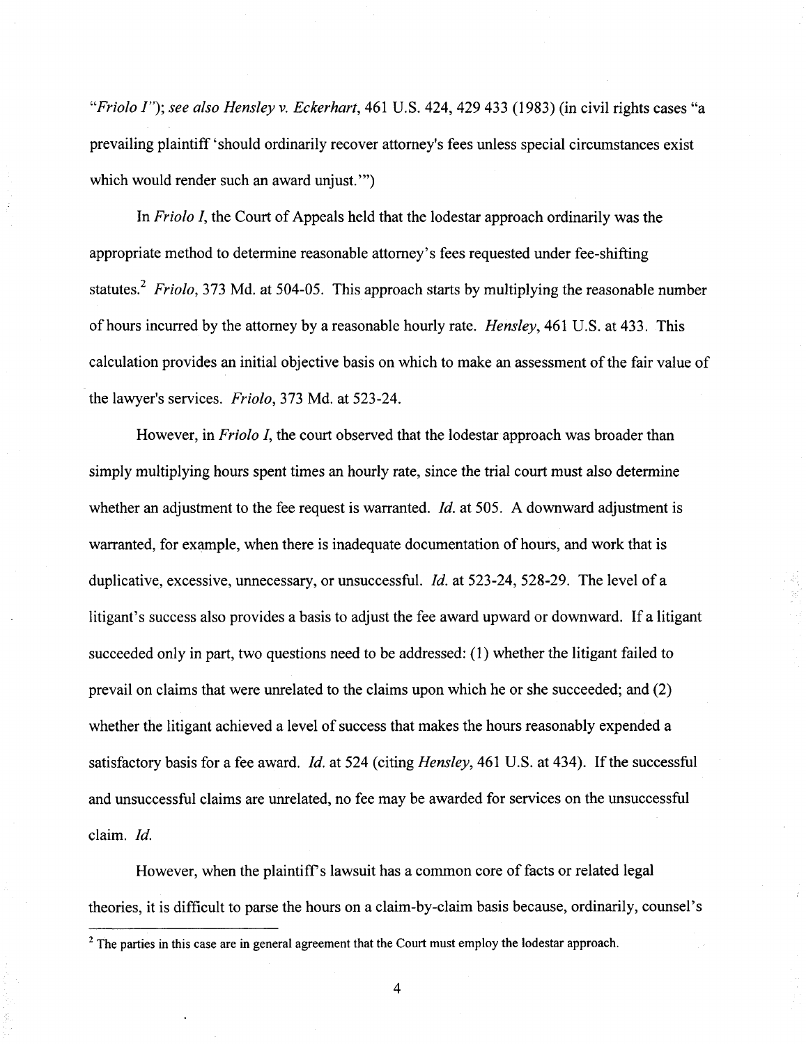*"Friolo I"*); *see also Hensley v. Eckerhart*, 461 U.S. 424, 429 433 (1983) (in civil rights cases "a prevailing plaintiff 'should ordinarily recover attorney's fees unless special circumstances exist which would render such an award unjust.'")

In *Friolo I*, the Court of Appeals held that the lodestar approach ordinarily was the appropriate method to determine reasonable attorney's fees requested under fee-shifting statutes.[2] *Friolo*, 373 Md. at 504-05. This approach starts by multiplying the reasonable number of hours incurred by the attorney by a reasonable hourly rate. *Hensley*, 461 U.S. at 433. This calculation provides an initial objective basis on which to make an assessment of the fair value of the lawyer's services. *Friolo*, 373 Md. at 523-24.

However, in *Friolo I*, the court observed that the lodestar approach was broader than simply multiplying hours spent times an hourly rate, since the trial court must also determine whether an adjustment to the fee request is warranted. *Id.* at 505. A downward adjustment is warranted, for example, when there is inadequate documentation of hours, and work that is duplicative, excessive, unnecessary, or unsuccessful. *Id.* at 523-24, 528-29. The level of a litigant's success also provides a basis to adjust the fee award upward or downward. If a litigant succeeded only in part, two questions need to be addressed: (1) whether the litigant failed to prevail on claims that were unrelated to the claims upon which he or she succeeded; and (2) whether the litigant achieved a level of success that makes the hours reasonably expended a satisfactory basis for a fee award. *Id.* at 524 (citing *Hensley*, 461 U.S. at 434). If the successful and unsuccessful claims are unrelated, no fee may be awarded for services on the unsuccessful claim. *Id.*

However, when the plaintiff's lawsuit has a common core of facts or related legal theories, it is difficult to parse the hours on a claim-by-claim basis because, ordinarily, counsel's

[2] The parties in this case are in general agreement that the Court must employ the lodestar approach.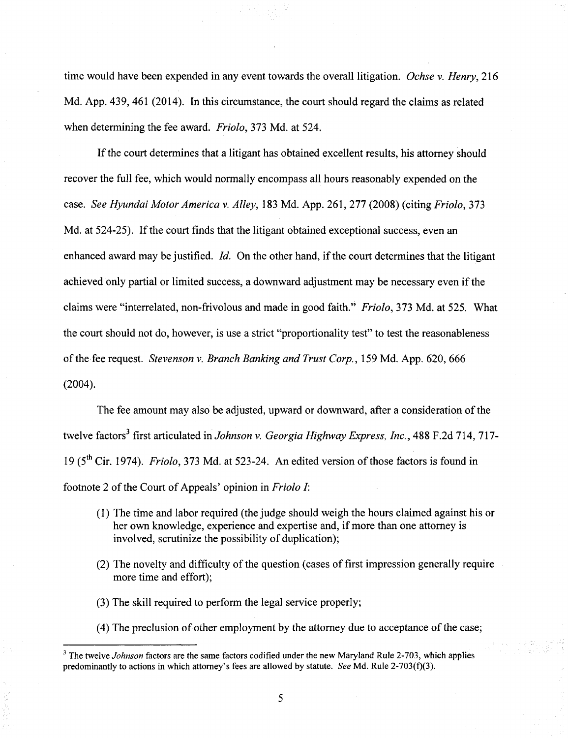time would have been expended in any event towards the overall litigation. *Ochse v. Henry*, 216 Md. App. 439, 461 (2014). In this circumstance, the court should regard the claims as related when determining the fee award. *Friolo*, 373 Md. at 524.

If the court determines that a litigant has obtained excellent results, his attorney should recover the full fee, which would normally encompass all hours reasonably expended on the case. *See Hyundai Motor America v. Alley*, 183 Md. App. 261, 277 (2008) (citing *Friolo*, 373 Md. at 524-25). If the court finds that the litigant obtained exceptional success, even an enhanced award may be justified. *Id.* On the other hand, if the court determines that the litigant achieved only partial or limited success, a downward adjustment may be necessary even if the claims were "interrelated, non-frivolous and made in good faith." *Friolo*, 373 Md. at 525. What the court should not do, however, is use a strict "proportionality test" to test the reasonableness of the fee request. *Stevenson v. Branch Banking and Trust Corp.*, 159 Md. App. 620, 666 (2004).

The fee amount may also be adjusted, upward or downward, after a consideration of the twelve factors[3] first articulated in *Johnson v. Georgia Highway Express, Inc.*, 488 F.2d 714, 717-19 (5th Cir. 1974). *Friolo*, 373 Md. at 523-24. An edited version of those factors is found in footnote 2 of the Court of Appeals' opinion in *Friolo I*:

(1) The time and labor required (the judge should weigh the hours claimed against his or her own knowledge, experience and expertise and, if more than one attorney is involved, scrutinize the possibility of duplication);

(2) The novelty and difficulty of the question (cases of first impression generally require more time and effort);

(3) The skill required to perform the legal service properly;

(4) The preclusion of other employment by the attorney due to acceptance of the case;

---

[3] The twelve *Johnson* factors are the same factors codified under the new Maryland Rule 2-703, which applies predominantly to actions in which attorney's fees are allowed by statute. *See* Md. Rule 2-703(f)(3).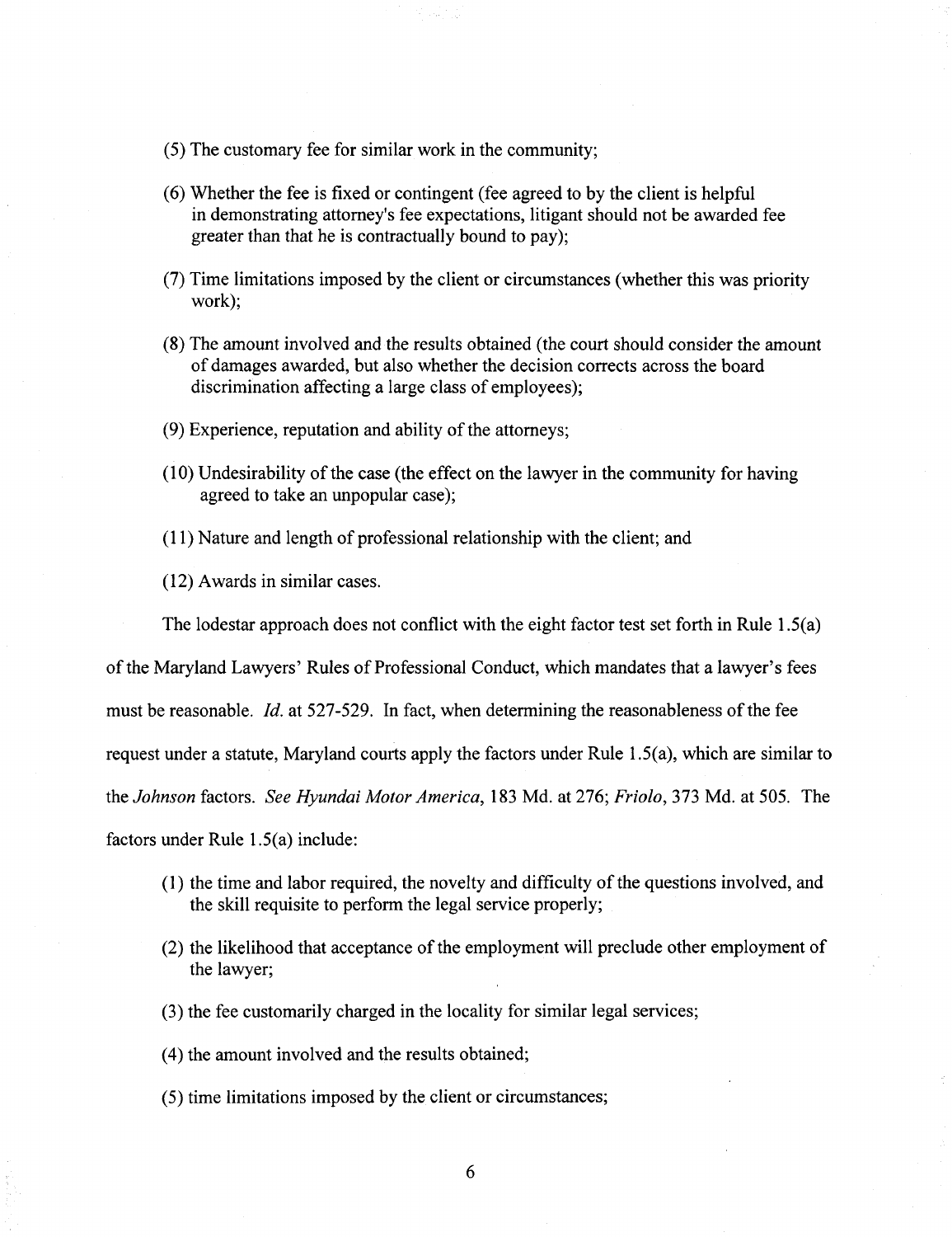(5) The customary fee for similar work in the community;

(6) Whether the fee is fixed or contingent (fee agreed to by the client is helpful in demonstrating attorney's fee expectations, litigant should not be awarded fee greater than that he is contractually bound to pay);

(7) Time limitations imposed by the client or circumstances (whether this was priority work);

(8) The amount involved and the results obtained (the court should consider the amount of damages awarded, but also whether the decision corrects across the board discrimination affecting a large class of employees);

(9) Experience, reputation and ability of the attorneys;

(10) Undesirability of the case (the effect on the lawyer in the community for having agreed to take an unpopular case);

(11) Nature and length of professional relationship with the client; and

(12) Awards in similar cases.

The lodestar approach does not conflict with the eight factor test set forth in Rule 1.5(a) of the Maryland Lawyers' Rules of Professional Conduct, which mandates that a lawyer's fees must be reasonable. *Id.* at 527-529. In fact, when determining the reasonableness of the fee request under a statute, Maryland courts apply the factors under Rule 1.5(a), which are similar to the *Johnson* factors. *See Hyundai Motor America*, 183 Md. at 276; *Friolo*, 373 Md. at 505. The factors under Rule 1.5(a) include:

(1) the time and labor required, the novelty and difficulty of the questions involved, and the skill requisite to perform the legal service properly;

(2) the likelihood that acceptance of the employment will preclude other employment of the lawyer;

(3) the fee customarily charged in the locality for similar legal services;

(4) the amount involved and the results obtained;

(5) time limitations imposed by the client or circumstances;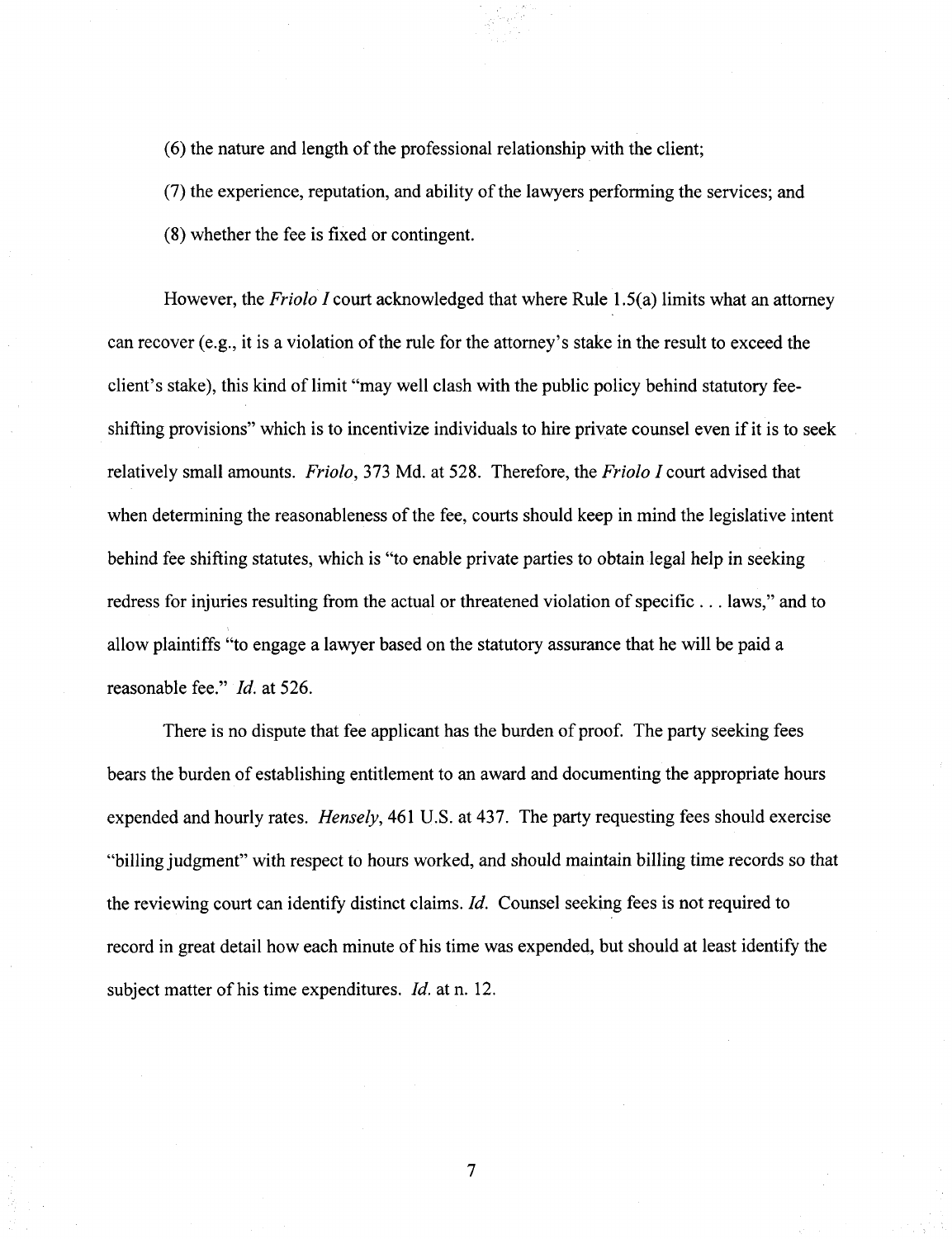(6) the nature and length of the professional relationship with the client;

(7) the experience, reputation, and ability of the lawyers performing the services; and

(8) whether the fee is fixed or contingent.

However, the *Friolo I* court acknowledged that where Rule 1.5(a) limits what an attorney can recover (e.g., it is a violation of the rule for the attorney's stake in the result to exceed the client's stake), this kind of limit "may well clash with the public policy behind statutory fee-shifting provisions" which is to incentivize individuals to hire private counsel even if it is to seek relatively small amounts. *Friolo*, 373 Md. at 528. Therefore, the *Friolo I* court advised that when determining the reasonableness of the fee, courts should keep in mind the legislative intent behind fee shifting statutes, which is "to enable private parties to obtain legal help in seeking redress for injuries resulting from the actual or threatened violation of specific . . . laws," and to allow plaintiffs "to engage a lawyer based on the statutory assurance that he will be paid a reasonable fee." *Id.* at 526.

There is no dispute that fee applicant has the burden of proof. The party seeking fees bears the burden of establishing entitlement to an award and documenting the appropriate hours expended and hourly rates. *Hensely*, 461 U.S. at 437. The party requesting fees should exercise "billing judgment" with respect to hours worked, and should maintain billing time records so that the reviewing court can identify distinct claims. *Id.* Counsel seeking fees is not required to record in great detail how each minute of his time was expended, but should at least identify the subject matter of his time expenditures. *Id.* at n. 12.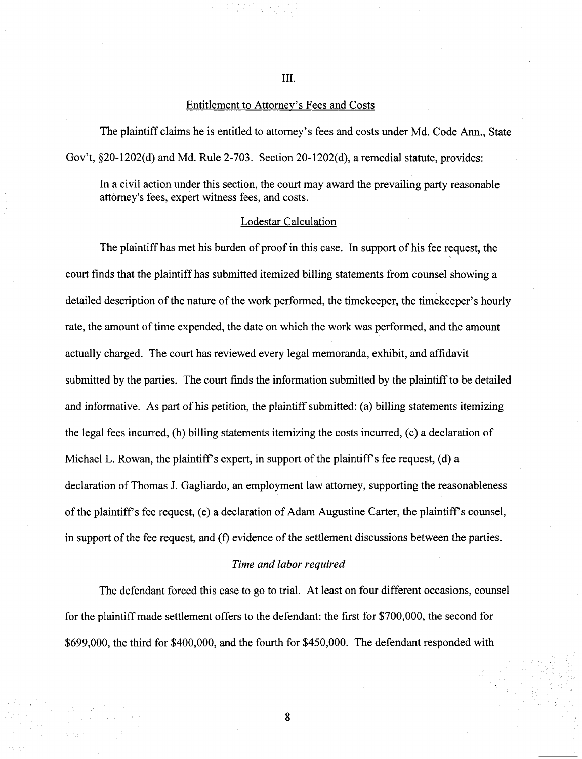## III.

## Entitlement to Attorney's Fees and Costs

The plaintiff claims he is entitled to attorney's fees and costs under Md. Code Ann., State Gov't, §20-1202(d) and Md. Rule 2-703. Section 20-1202(d), a remedial statute, provides:

> In a civil action under this section, the court may award the prevailing party reasonable attorney's fees, expert witness fees, and costs.

### Lodestar Calculation

The plaintiff has met his burden of proof in this case. In support of his fee request, the court finds that the plaintiff has submitted itemized billing statements from counsel showing a detailed description of the nature of the work performed, the timekeeper, the timekeeper's hourly rate, the amount of time expended, the date on which the work was performed, and the amount actually charged. The court has reviewed every legal memoranda, exhibit, and affidavit submitted by the parties. The court finds the information submitted by the plaintiff to be detailed and informative. As part of his petition, the plaintiff submitted: (a) billing statements itemizing the legal fees incurred, (b) billing statements itemizing the costs incurred, (c) a declaration of Michael L. Rowan, the plaintiff's expert, in support of the plaintiff's fee request, (d) a declaration of Thomas J. Gagliardo, an employment law attorney, supporting the reasonableness of the plaintiff's fee request, (e) a declaration of Adam Augustine Carter, the plaintiff's counsel, in support of the fee request, and (f) evidence of the settlement discussions between the parties.

*Time and labor required*

The defendant forced this case to go to trial. At least on four different occasions, counsel for the plaintiff made settlement offers to the defendant: the first for $700,000, the second for $699,000, the third for $400,000, and the fourth for $450,000. The defendant responded with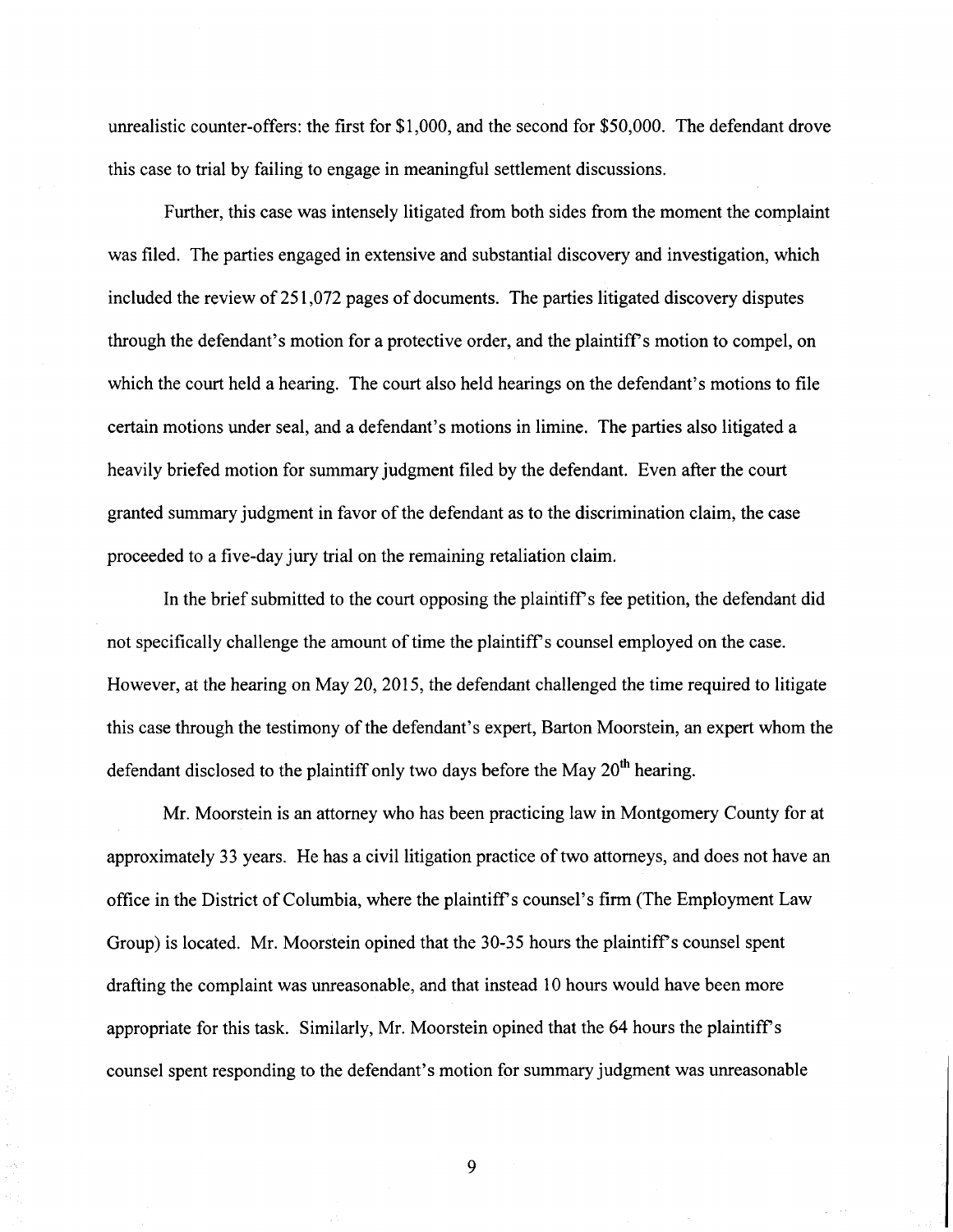unrealistic counter-offers: the first for $1,000, and the second for $50,000. The defendant drove this case to trial by failing to engage in meaningful settlement discussions.

Further, this case was intensely litigated from both sides from the moment the complaint was filed. The parties engaged in extensive and substantial discovery and investigation, which included the review of 251,072 pages of documents. The parties litigated discovery disputes through the defendant's motion for a protective order, and the plaintiff's motion to compel, on which the court held a hearing. The court also held hearings on the defendant's motions to file certain motions under seal, and a defendant's motions in limine. The parties also litigated a heavily briefed motion for summary judgment filed by the defendant. Even after the court granted summary judgment in favor of the defendant as to the discrimination claim, the case proceeded to a five-day jury trial on the remaining retaliation claim.

In the brief submitted to the court opposing the plaintiff's fee petition, the defendant did not specifically challenge the amount of time the plaintiff's counsel employed on the case. However, at the hearing on May 20, 2015, the defendant challenged the time required to litigate this case through the testimony of the defendant's expert, Barton Moorstein, an expert whom the defendant disclosed to the plaintiff only two days before the May 20th hearing.

Mr. Moorstein is an attorney who has been practicing law in Montgomery County for at approximately 33 years. He has a civil litigation practice of two attorneys, and does not have an office in the District of Columbia, where the plaintiff's counsel's firm (The Employment Law Group) is located. Mr. Moorstein opined that the 30-35 hours the plaintiff's counsel spent drafting the complaint was unreasonable, and that instead 10 hours would have been more appropriate for this task. Similarly, Mr. Moorstein opined that the 64 hours the plaintiff's counsel spent responding to the defendant's motion for summary judgment was unreasonable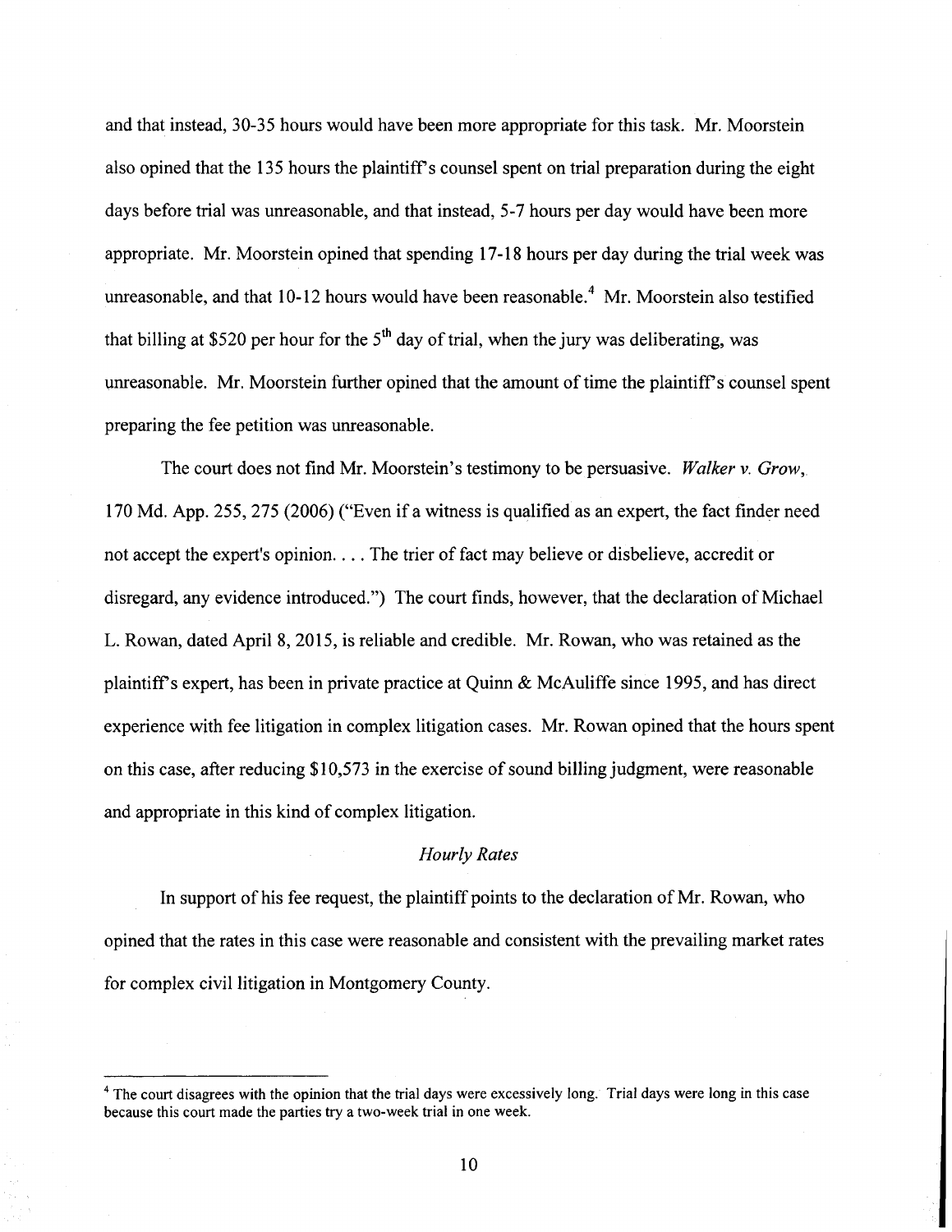and that instead, 30-35 hours would have been more appropriate for this task. Mr. Moorstein also opined that the 135 hours the plaintiff's counsel spent on trial preparation during the eight days before trial was unreasonable, and that instead, 5-7 hours per day would have been more appropriate. Mr. Moorstein opined that spending 17-18 hours per day during the trial week was unreasonable, and that 10-12 hours would have been reasonable.[4] Mr. Moorstein also testified that billing at $520 per hour for the 5th day of trial, when the jury was deliberating, was unreasonable. Mr. Moorstein further opined that the amount of time the plaintiff's counsel spent preparing the fee petition was unreasonable.

The court does not find Mr. Moorstein's testimony to be persuasive. *Walker v. Grow*, 170 Md. App. 255, 275 (2006) ("Even if a witness is qualified as an expert, the fact finder need not accept the expert's opinion. . . . The trier of fact may believe or disbelieve, accredit or disregard, any evidence introduced.") The court finds, however, that the declaration of Michael L. Rowan, dated April 8, 2015, is reliable and credible. Mr. Rowan, who was retained as the plaintiff's expert, has been in private practice at Quinn & McAuliffe since 1995, and has direct experience with fee litigation in complex litigation cases. Mr. Rowan opined that the hours spent on this case, after reducing $10,573 in the exercise of sound billing judgment, were reasonable and appropriate in this kind of complex litigation.

*Hourly Rates*

In support of his fee request, the plaintiff points to the declaration of Mr. Rowan, who opined that the rates in this case were reasonable and consistent with the prevailing market rates for complex civil litigation in Montgomery County.

---

[4] The court disagrees with the opinion that the trial days were excessively long. Trial days were long in this case because this court made the parties try a two-week trial in one week.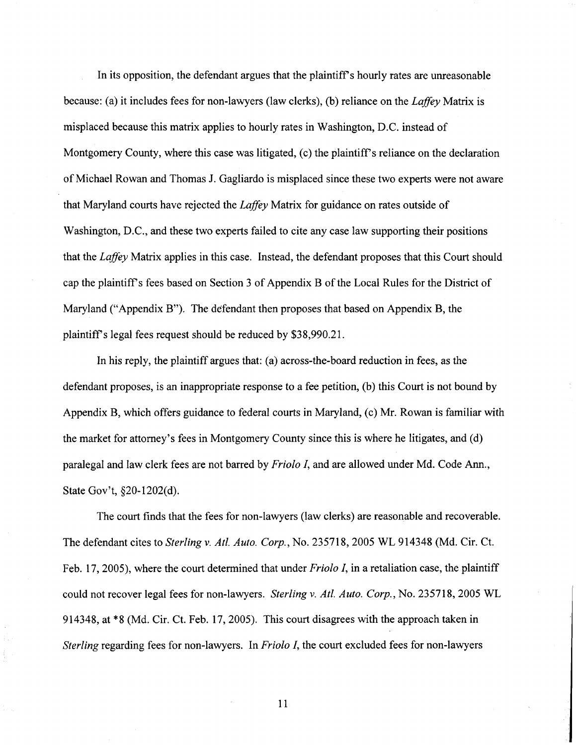In its opposition, the defendant argues that the plaintiff's hourly rates are unreasonable because: (a) it includes fees for non-lawyers (law clerks), (b) reliance on the *Laffey* Matrix is misplaced because this matrix applies to hourly rates in Washington, D.C. instead of Montgomery County, where this case was litigated, (c) the plaintiff's reliance on the declaration of Michael Rowan and Thomas J. Gagliardo is misplaced since these two experts were not aware that Maryland courts have rejected the *Laffey* Matrix for guidance on rates outside of Washington, D.C., and these two experts failed to cite any case law supporting their positions that the *Laffey* Matrix applies in this case. Instead, the defendant proposes that this Court should cap the plaintiff's fees based on Section 3 of Appendix B of the Local Rules for the District of Maryland ("Appendix B"). The defendant then proposes that based on Appendix B, the plaintiff's legal fees request should be reduced by $38,990.21.

In his reply, the plaintiff argues that: (a) across-the-board reduction in fees, as the defendant proposes, is an inappropriate response to a fee petition, (b) this Court is not bound by Appendix B, which offers guidance to federal courts in Maryland, (c) Mr. Rowan is familiar with the market for attorney's fees in Montgomery County since this is where he litigates, and (d) paralegal and law clerk fees are not barred by *Friolo I*, and are allowed under Md. Code Ann., State Gov't, §20-1202(d).

The court finds that the fees for non-lawyers (law clerks) are reasonable and recoverable. The defendant cites to *Sterling v. Atl. Auto. Corp.*, No. 235718, 2005 WL 914348 (Md. Cir. Ct. Feb. 17, 2005), where the court determined that under *Friolo I*, in a retaliation case, the plaintiff could not recover legal fees for non-lawyers. *Sterling v. Atl. Auto. Corp.*, No. 235718, 2005 WL 914348, at *8 (Md. Cir. Ct. Feb. 17, 2005). This court disagrees with the approach taken in *Sterling* regarding fees for non-lawyers. In *Friolo I*, the court excluded fees for non-lawyers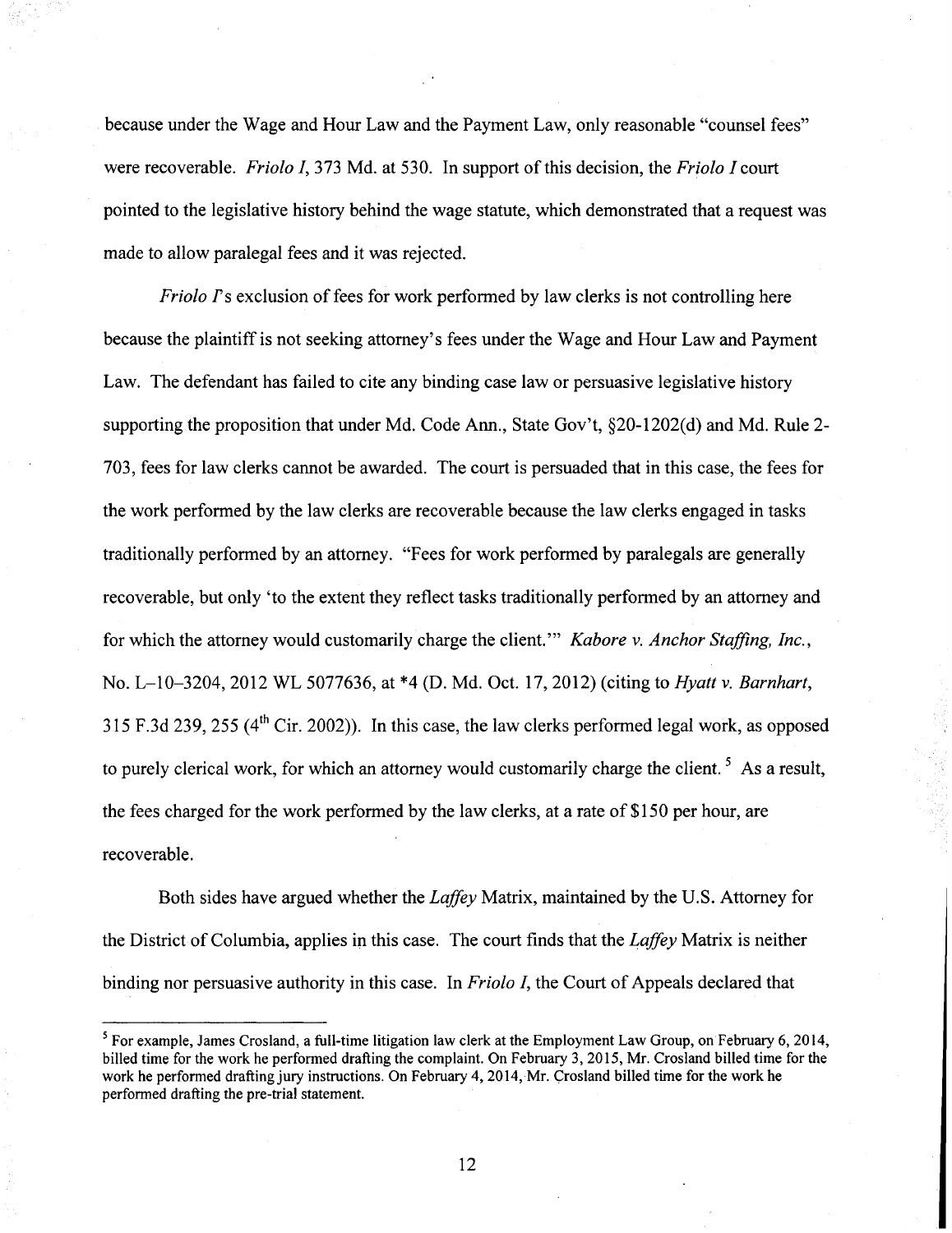because under the Wage and Hour Law and the Payment Law, only reasonable "counsel fees" were recoverable. *Friolo I*, 373 Md. at 530. In support of this decision, the *Friolo I* court pointed to the legislative history behind the wage statute, which demonstrated that a request was made to allow paralegal fees and it was rejected.

*Friolo I*'s exclusion of fees for work performed by law clerks is not controlling here because the plaintiff is not seeking attorney's fees under the Wage and Hour Law and Payment Law. The defendant has failed to cite any binding case law or persuasive legislative history supporting the proposition that under Md. Code Ann., State Gov't, §20-1202(d) and Md. Rule 2-703, fees for law clerks cannot be awarded. The court is persuaded that in this case, the fees for the work performed by the law clerks are recoverable because the law clerks engaged in tasks traditionally performed by an attorney. "Fees for work performed by paralegals are generally recoverable, but only 'to the extent they reflect tasks traditionally performed by an attorney and for which the attorney would customarily charge the client.'" *Kabore v. Anchor Staffing, Inc.*, No. L–10–3204, 2012 WL 5077636, at *4 (D. Md. Oct. 17, 2012) (citing to *Hyatt v. Barnhart*, 315 F.3d 239, 255 (4th Cir. 2002)). In this case, the law clerks performed legal work, as opposed to purely clerical work, for which an attorney would customarily charge the client.[5] As a result, the fees charged for the work performed by the law clerks, at a rate of $150 per hour, are recoverable.

Both sides have argued whether the *Laffey* Matrix, maintained by the U.S. Attorney for the District of Columbia, applies in this case. The court finds that the *Laffey* Matrix is neither binding nor persuasive authority in this case. In *Friolo I*, the Court of Appeals declared that

---

[5] For example, James Crosland, a full-time litigation law clerk at the Employment Law Group, on February 6, 2014, billed time for the work he performed drafting the complaint. On February 3, 2015, Mr. Crosland billed time for the work he performed drafting jury instructions. On February 4, 2014, Mr. Crosland billed time for the work he performed drafting the pre-trial statement.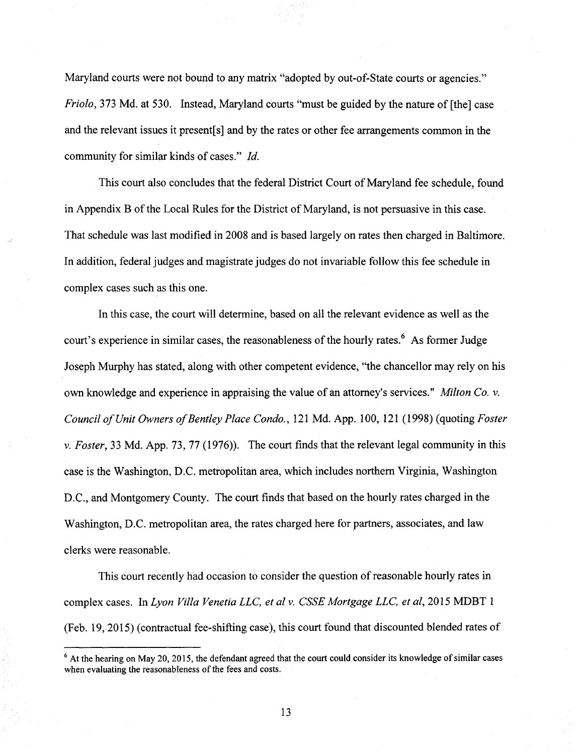Maryland courts were not bound to any matrix "adopted by out-of-State courts or agencies." *Friolo*, 373 Md. at 530. Instead, Maryland courts "must be guided by the nature of [the] case and the relevant issues it present[s] and by the rates or other fee arrangements common in the community for similar kinds of cases." *Id.*

This court also concludes that the federal District Court of Maryland fee schedule, found in Appendix B of the Local Rules for the District of Maryland, is not persuasive in this case. That schedule was last modified in 2008 and is based largely on rates then charged in Baltimore. In addition, federal judges and magistrate judges do not invariable follow this fee schedule in complex cases such as this one.

In this case, the court will determine, based on all the relevant evidence as well as the court's experience in similar cases, the reasonableness of the hourly rates.[6] As former Judge Joseph Murphy has stated, along with other competent evidence, "the chancellor may rely on his own knowledge and experience in appraising the value of an attorney's services." *Milton Co. v. Council of Unit Owners of Bentley Place Condo.*, 121 Md. App. 100, 121 (1998) (quoting *Foster v. Foster*, 33 Md. App. 73, 77 (1976)). The court finds that the relevant legal community in this case is the Washington, D.C. metropolitan area, which includes northern Virginia, Washington D.C., and Montgomery County. The court finds that based on the hourly rates charged in the Washington, D.C. metropolitan area, the rates charged here for partners, associates, and law clerks were reasonable.

This court recently had occasion to consider the question of reasonable hourly rates in complex cases. In *Lyon Villa Venetia LLC, et al v. CSSE Mortgage LLC, et al*, 2015 MDBT 1 (Feb. 19, 2015) (contractual fee-shifting case), this court found that discounted blended rates of

[6] At the hearing on May 20, 2015, the defendant agreed that the court could consider its knowledge of similar cases when evaluating the reasonableness of the fees and costs.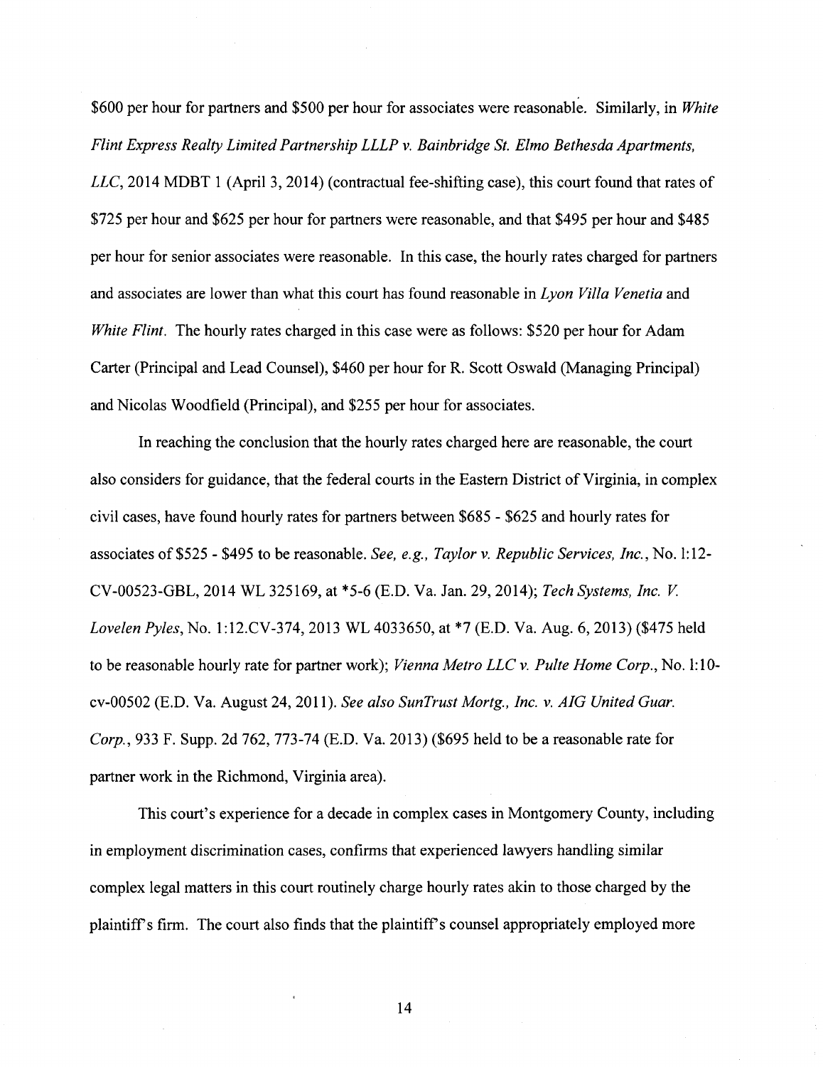$600 per hour for partners and $500 per hour for associates were reasonable. Similarly, in *White Flint Express Realty Limited Partnership LLLP v. Bainbridge St. Elmo Bethesda Apartments, LLC*, 2014 MDBT 1 (April 3, 2014) (contractual fee-shifting case), this court found that rates of $725 per hour and $625 per hour for partners were reasonable, and that $495 per hour and $485 per hour for senior associates were reasonable. In this case, the hourly rates charged for partners and associates are lower than what this court has found reasonable in *Lyon Villa Venetia* and *White Flint*. The hourly rates charged in this case were as follows: $520 per hour for Adam Carter (Principal and Lead Counsel), $460 per hour for R. Scott Oswald (Managing Principal) and Nicolas Woodfield (Principal), and $255 per hour for associates.

In reaching the conclusion that the hourly rates charged here are reasonable, the court also considers for guidance, that the federal courts in the Eastern District of Virginia, in complex civil cases, have found hourly rates for partners between $685 - $625 and hourly rates for associates of $525 - $495 to be reasonable. *See, e.g., Taylor v. Republic Services, Inc.*, No. 1:12-CV-00523-GBL, 2014 WL 325169, at *5-6 (E.D. Va. Jan. 29, 2014); *Tech Systems, Inc. V. Lovelen Pyles*, No. 1:12.CV-374, 2013 WL 4033650, at *7 (E.D. Va. Aug. 6, 2013) ($475 held to be reasonable hourly rate for partner work); *Vienna Metro LLC v. Pulte Home Corp.*, No. 1:10-cv-00502 (E.D. Va. August 24, 2011). *See also SunTrust Mortg., Inc. v. AIG United Guar. Corp.*, 933 F. Supp. 2d 762, 773-74 (E.D. Va. 2013) ($695 held to be a reasonable rate for partner work in the Richmond, Virginia area).

This court's experience for a decade in complex cases in Montgomery County, including in employment discrimination cases, confirms that experienced lawyers handling similar complex legal matters in this court routinely charge hourly rates akin to those charged by the plaintiff's firm. The court also finds that the plaintiff's counsel appropriately employed more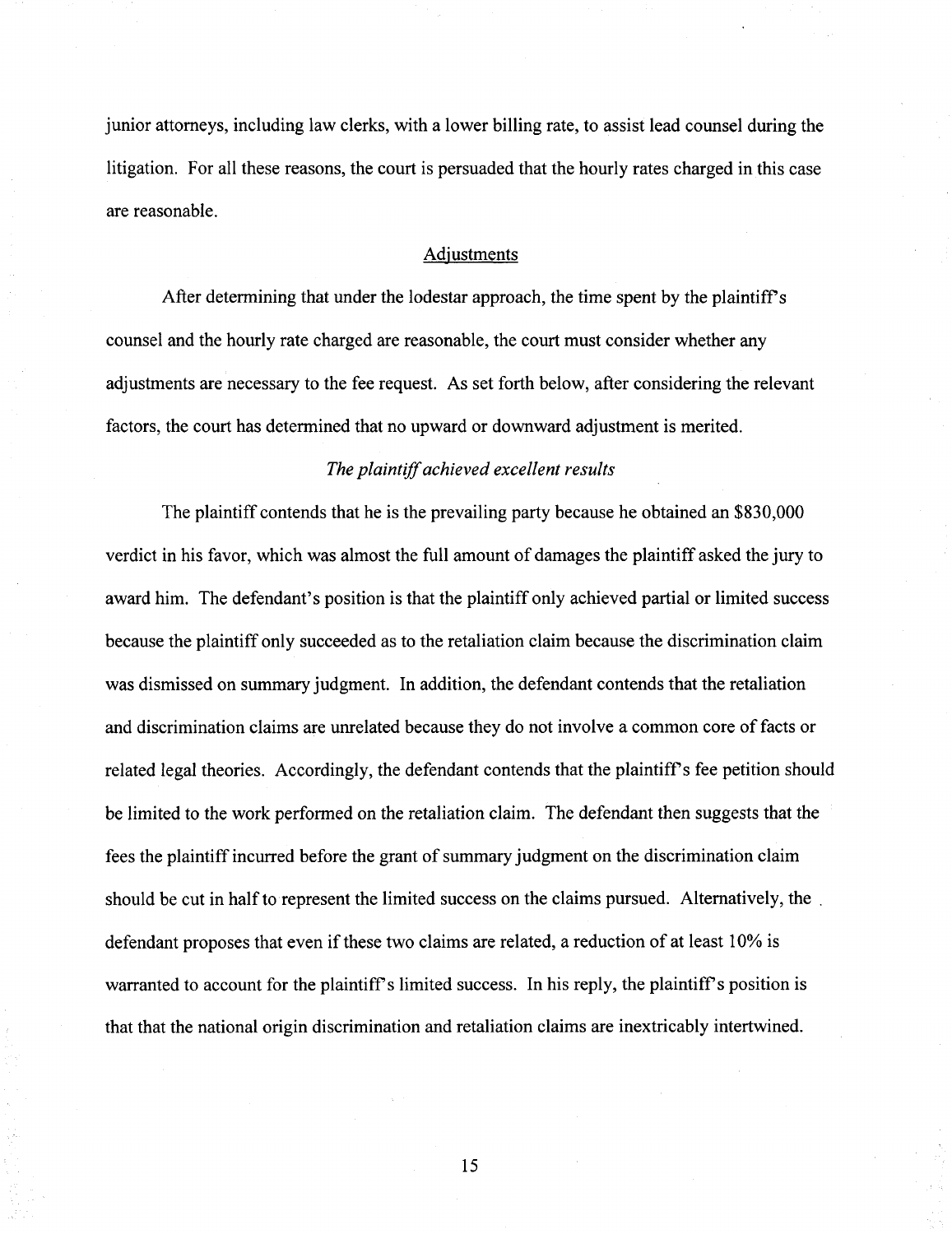junior attorneys, including law clerks, with a lower billing rate, to assist lead counsel during the litigation. For all these reasons, the court is persuaded that the hourly rates charged in this case are reasonable.

## Adjustments

After determining that under the lodestar approach, the time spent by the plaintiff's counsel and the hourly rate charged are reasonable, the court must consider whether any adjustments are necessary to the fee request. As set forth below, after considering the relevant factors, the court has determined that no upward or downward adjustment is merited.

### *The plaintiff achieved excellent results*

The plaintiff contends that he is the prevailing party because he obtained an $830,000 verdict in his favor, which was almost the full amount of damages the plaintiff asked the jury to award him. The defendant's position is that the plaintiff only achieved partial or limited success because the plaintiff only succeeded as to the retaliation claim because the discrimination claim was dismissed on summary judgment. In addition, the defendant contends that the retaliation and discrimination claims are unrelated because they do not involve a common core of facts or related legal theories. Accordingly, the defendant contends that the plaintiff's fee petition should be limited to the work performed on the retaliation claim. The defendant then suggests that the fees the plaintiff incurred before the grant of summary judgment on the discrimination claim should be cut in half to represent the limited success on the claims pursued. Alternatively, the defendant proposes that even if these two claims are related, a reduction of at least 10% is warranted to account for the plaintiff's limited success. In his reply, the plaintiff's position is that that the national origin discrimination and retaliation claims are inextricably intertwined.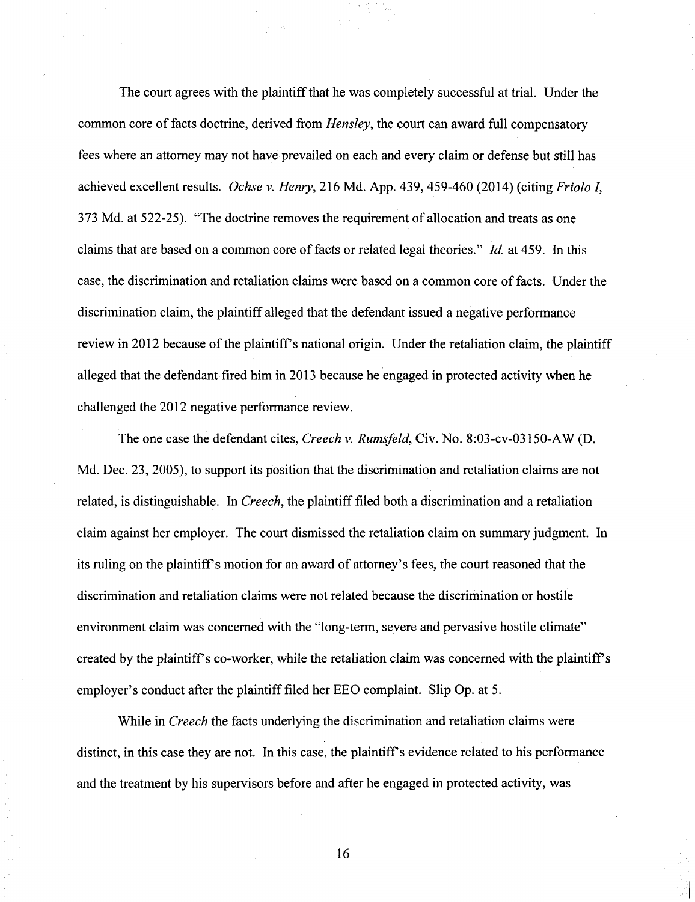The court agrees with the plaintiff that he was completely successful at trial. Under the common core of facts doctrine, derived from *Hensley*, the court can award full compensatory fees where an attorney may not have prevailed on each and every claim or defense but still has achieved excellent results. *Ochse v. Henry*, 216 Md. App. 439, 459-460 (2014) (citing *Friolo I*, 373 Md. at 522-25). "The doctrine removes the requirement of allocation and treats as one claims that are based on a common core of facts or related legal theories." *Id.* at 459. In this case, the discrimination and retaliation claims were based on a common core of facts. Under the discrimination claim, the plaintiff alleged that the defendant issued a negative performance review in 2012 because of the plaintiff's national origin. Under the retaliation claim, the plaintiff alleged that the defendant fired him in 2013 because he engaged in protected activity when he challenged the 2012 negative performance review.

The one case the defendant cites, *Creech v. Rumsfeld*, Civ. No. 8:03-cv-03150-AW (D. Md. Dec. 23, 2005), to support its position that the discrimination and retaliation claims are not related, is distinguishable. In *Creech*, the plaintiff filed both a discrimination and a retaliation claim against her employer. The court dismissed the retaliation claim on summary judgment. In its ruling on the plaintiff's motion for an award of attorney's fees, the court reasoned that the discrimination and retaliation claims were not related because the discrimination or hostile environment claim was concerned with the "long-term, severe and pervasive hostile climate" created by the plaintiff's co-worker, while the retaliation claim was concerned with the plaintiff's employer's conduct after the plaintiff filed her EEO complaint. Slip Op. at 5.

While in *Creech* the facts underlying the discrimination and retaliation claims were distinct, in this case they are not. In this case, the plaintiff's evidence related to his performance and the treatment by his supervisors before and after he engaged in protected activity, was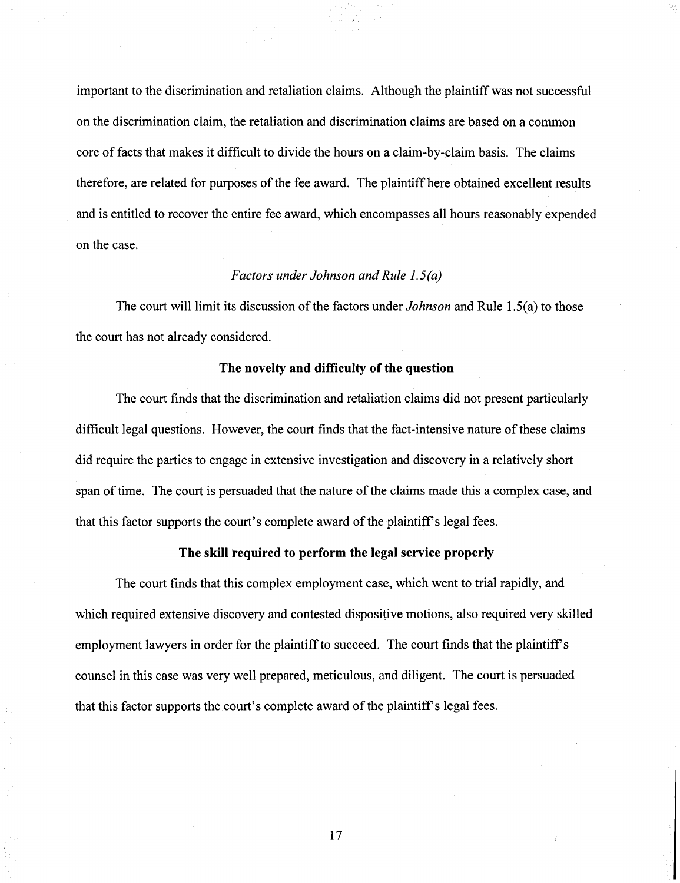important to the discrimination and retaliation claims. Although the plaintiff was not successful on the discrimination claim, the retaliation and discrimination claims are based on a common core of facts that makes it difficult to divide the hours on a claim-by-claim basis. The claims therefore, are related for purposes of the fee award. The plaintiff here obtained excellent results and is entitled to recover the entire fee award, which encompasses all hours reasonably expended on the case.

*Factors under Johnson and Rule 1.5(a)*

The court will limit its discussion of the factors under *Johnson* and Rule 1.5(a) to those the court has not already considered.

**The novelty and difficulty of the question**

The court finds that the discrimination and retaliation claims did not present particularly difficult legal questions. However, the court finds that the fact-intensive nature of these claims did require the parties to engage in extensive investigation and discovery in a relatively short span of time. The court is persuaded that the nature of the claims made this a complex case, and that this factor supports the court's complete award of the plaintiff's legal fees.

**The skill required to perform the legal service properly**

The court finds that this complex employment case, which went to trial rapidly, and which required extensive discovery and contested dispositive motions, also required very skilled employment lawyers in order for the plaintiff to succeed. The court finds that the plaintiff's counsel in this case was very well prepared, meticulous, and diligent. The court is persuaded that this factor supports the court's complete award of the plaintiff's legal fees.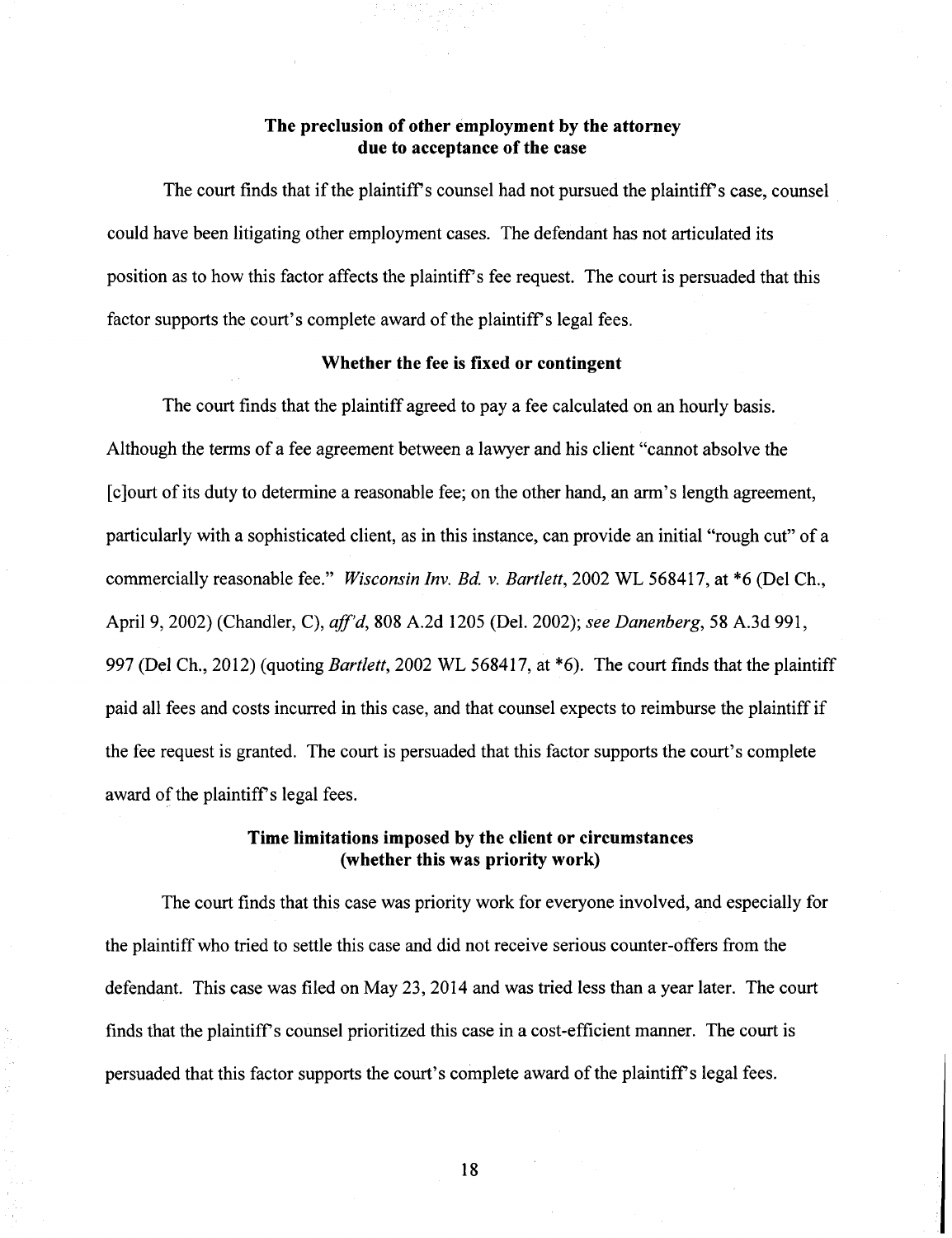**The preclusion of other employment by the attorney due to acceptance of the case**

The court finds that if the plaintiff's counsel had not pursued the plaintiff's case, counsel could have been litigating other employment cases. The defendant has not articulated its position as to how this factor affects the plaintiff's fee request. The court is persuaded that this factor supports the court's complete award of the plaintiff's legal fees.

**Whether the fee is fixed or contingent**

The court finds that the plaintiff agreed to pay a fee calculated on an hourly basis. Although the terms of a fee agreement between a lawyer and his client "cannot absolve the [c]ourt of its duty to determine a reasonable fee; on the other hand, an arm's length agreement, particularly with a sophisticated client, as in this instance, can provide an initial "rough cut" of a commercially reasonable fee." *Wisconsin Inv. Bd. v. Bartlett*, 2002 WL 568417, at *6 (Del Ch., April 9, 2002) (Chandler, C), *aff'd*, 808 A.2d 1205 (Del. 2002); *see Danenberg*, 58 A.3d 991, 997 (Del Ch., 2012) (quoting *Bartlett*, 2002 WL 568417, at *6). The court finds that the plaintiff paid all fees and costs incurred in this case, and that counsel expects to reimburse the plaintiff if the fee request is granted. The court is persuaded that this factor supports the court's complete award of the plaintiff's legal fees.

**Time limitations imposed by the client or circumstances (whether this was priority work)**

The court finds that this case was priority work for everyone involved, and especially for the plaintiff who tried to settle this case and did not receive serious counter-offers from the defendant. This case was filed on May 23, 2014 and was tried less than a year later. The court finds that the plaintiff's counsel prioritized this case in a cost-efficient manner. The court is persuaded that this factor supports the court's complete award of the plaintiff's legal fees.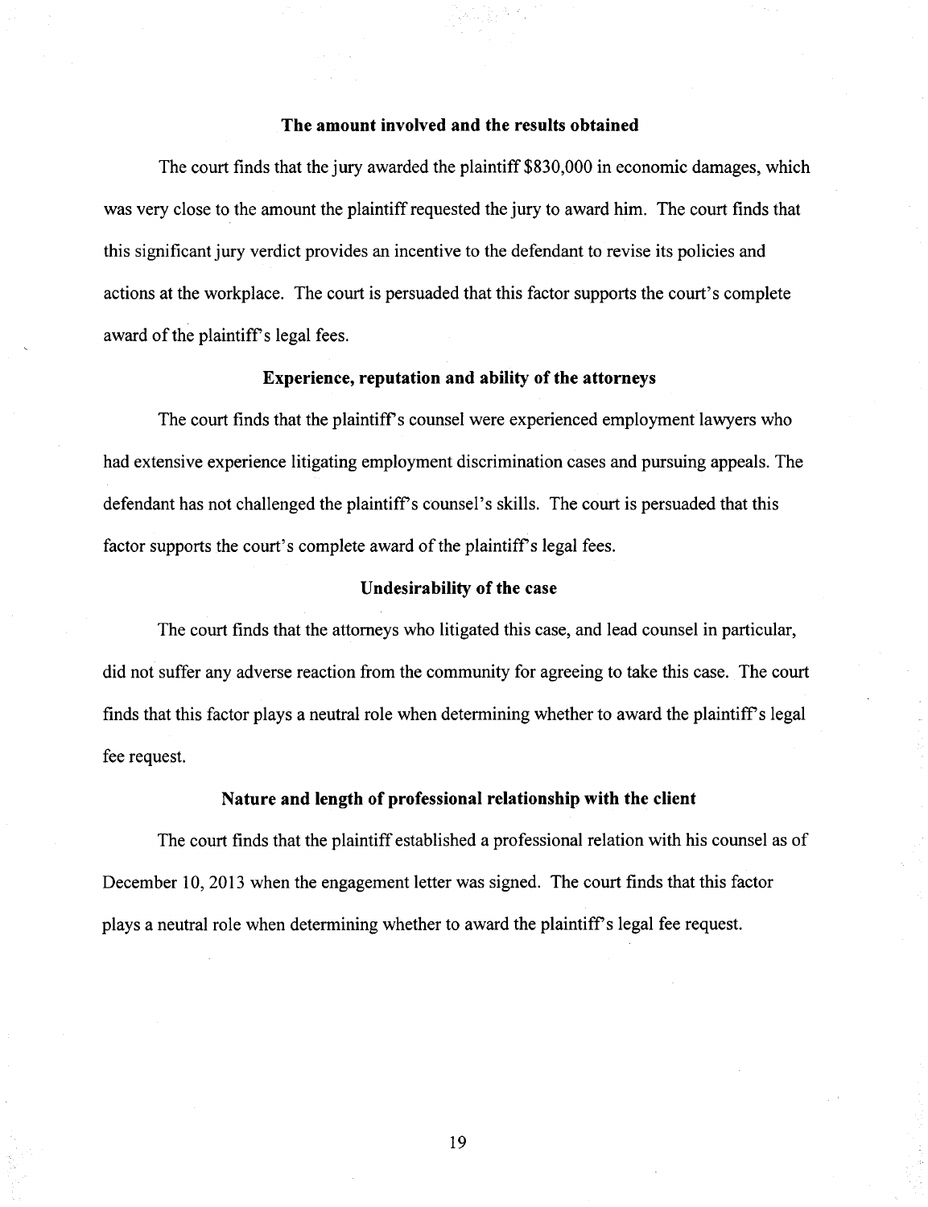### The amount involved and the results obtained

The court finds that the jury awarded the plaintiff $830,000 in economic damages, which was very close to the amount the plaintiff requested the jury to award him. The court finds that this significant jury verdict provides an incentive to the defendant to revise its policies and actions at the workplace. The court is persuaded that this factor supports the court's complete award of the plaintiff's legal fees.

### Experience, reputation and ability of the attorneys

The court finds that the plaintiff's counsel were experienced employment lawyers who had extensive experience litigating employment discrimination cases and pursuing appeals. The defendant has not challenged the plaintiff's counsel's skills. The court is persuaded that this factor supports the court's complete award of the plaintiff's legal fees.

### Undesirability of the case

The court finds that the attorneys who litigated this case, and lead counsel in particular, did not suffer any adverse reaction from the community for agreeing to take this case. The court finds that this factor plays a neutral role when determining whether to award the plaintiff's legal fee request.

### Nature and length of professional relationship with the client

The court finds that the plaintiff established a professional relation with his counsel as of December 10, 2013 when the engagement letter was signed. The court finds that this factor plays a neutral role when determining whether to award the plaintiff's legal fee request.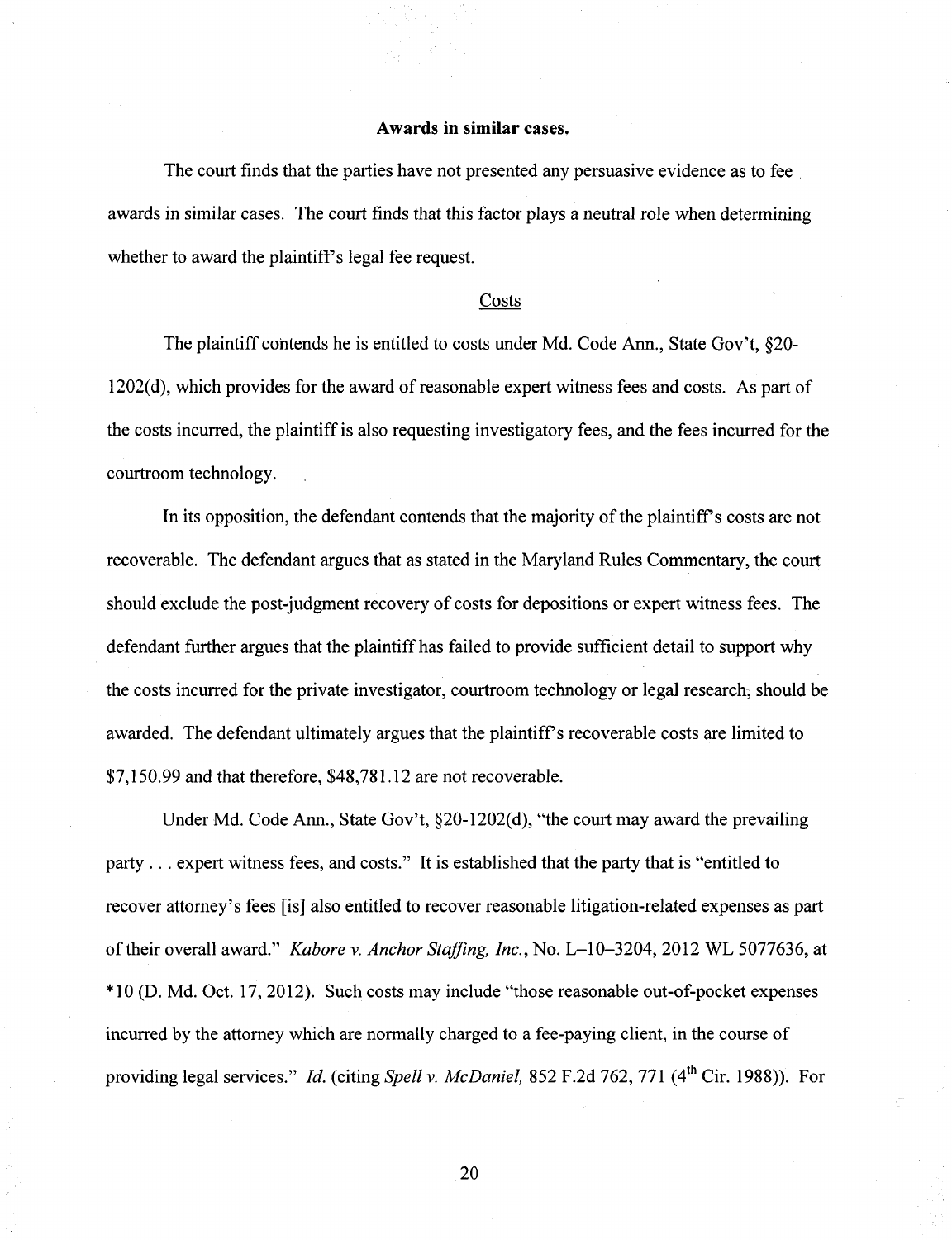**Awards in similar cases.**

The court finds that the parties have not presented any persuasive evidence as to fee awards in similar cases. The court finds that this factor plays a neutral role when determining whether to award the plaintiff's legal fee request.

Costs

The plaintiff contends he is entitled to costs under Md. Code Ann., State Gov't, §20-1202(d), which provides for the award of reasonable expert witness fees and costs. As part of the costs incurred, the plaintiff is also requesting investigatory fees, and the fees incurred for the courtroom technology.

In its opposition, the defendant contends that the majority of the plaintiff's costs are not recoverable. The defendant argues that as stated in the Maryland Rules Commentary, the court should exclude the post-judgment recovery of costs for depositions or expert witness fees. The defendant further argues that the plaintiff has failed to provide sufficient detail to support why the costs incurred for the private investigator, courtroom technology or legal research, should be awarded. The defendant ultimately argues that the plaintiff's recoverable costs are limited to $7,150.99 and that therefore, $48,781.12 are not recoverable.

Under Md. Code Ann., State Gov't, §20-1202(d), "the court may award the prevailing party . . . expert witness fees, and costs." It is established that the party that is "entitled to recover attorney's fees [is] also entitled to recover reasonable litigation-related expenses as part of their overall award." *Kabore v. Anchor Staffing, Inc.*, No. L–10–3204, 2012 WL 5077636, at *10 (D. Md. Oct. 17, 2012). Such costs may include "those reasonable out-of-pocket expenses incurred by the attorney which are normally charged to a fee-paying client, in the course of providing legal services." *Id.* (citing *Spell v. McDaniel,* 852 F.2d 762, 771 (4th Cir. 1988)). For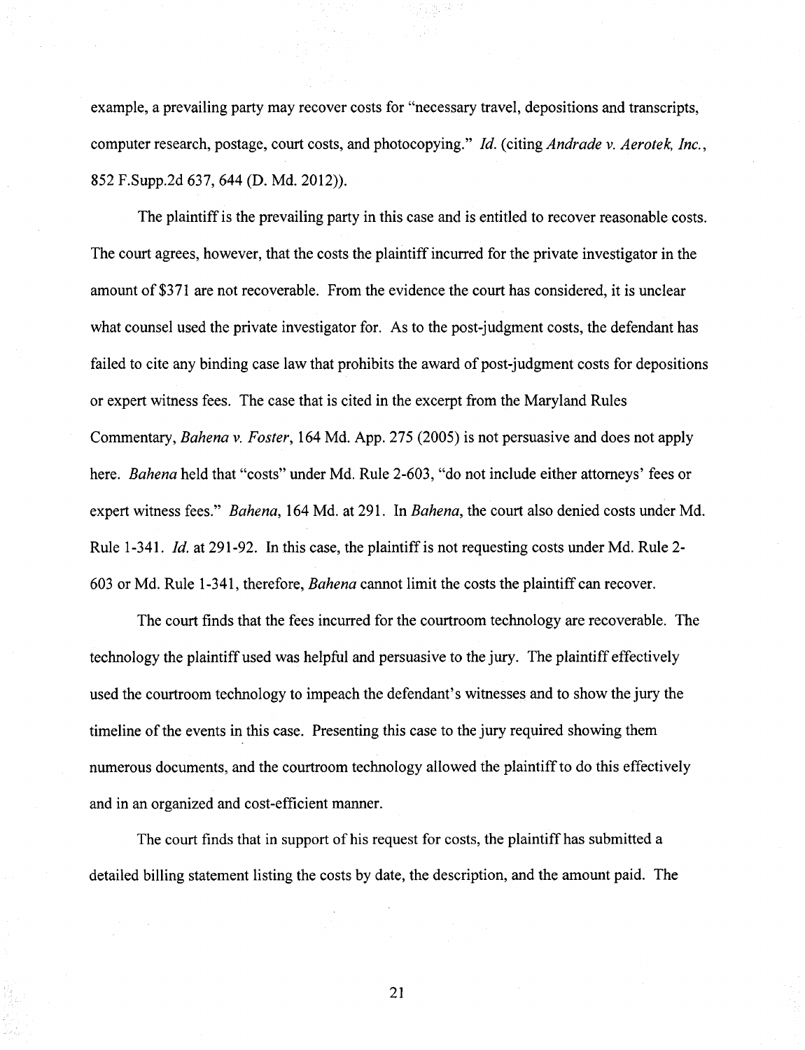example, a prevailing party may recover costs for "necessary travel, depositions and transcripts, computer research, postage, court costs, and photocopying." *Id.* (citing *Andrade v. Aerotek, Inc.*, 852 F.Supp.2d 637, 644 (D. Md. 2012)).

The plaintiff is the prevailing party in this case and is entitled to recover reasonable costs. The court agrees, however, that the costs the plaintiff incurred for the private investigator in the amount of $371 are not recoverable. From the evidence the court has considered, it is unclear what counsel used the private investigator for. As to the post-judgment costs, the defendant has failed to cite any binding case law that prohibits the award of post-judgment costs for depositions or expert witness fees. The case that is cited in the excerpt from the Maryland Rules Commentary, *Bahena v. Foster*, 164 Md. App. 275 (2005) is not persuasive and does not apply here. *Bahena* held that "costs" under Md. Rule 2-603, "do not include either attorneys' fees or expert witness fees." *Bahena*, 164 Md. at 291. In *Bahena*, the court also denied costs under Md. Rule 1-341. *Id.* at 291-92. In this case, the plaintiff is not requesting costs under Md. Rule 2-603 or Md. Rule 1-341, therefore, *Bahena* cannot limit the costs the plaintiff can recover.

The court finds that the fees incurred for the courtroom technology are recoverable. The technology the plaintiff used was helpful and persuasive to the jury. The plaintiff effectively used the courtroom technology to impeach the defendant's witnesses and to show the jury the timeline of the events in this case. Presenting this case to the jury required showing them numerous documents, and the courtroom technology allowed the plaintiff to do this effectively and in an organized and cost-efficient manner.

The court finds that in support of his request for costs, the plaintiff has submitted a detailed billing statement listing the costs by date, the description, and the amount paid. The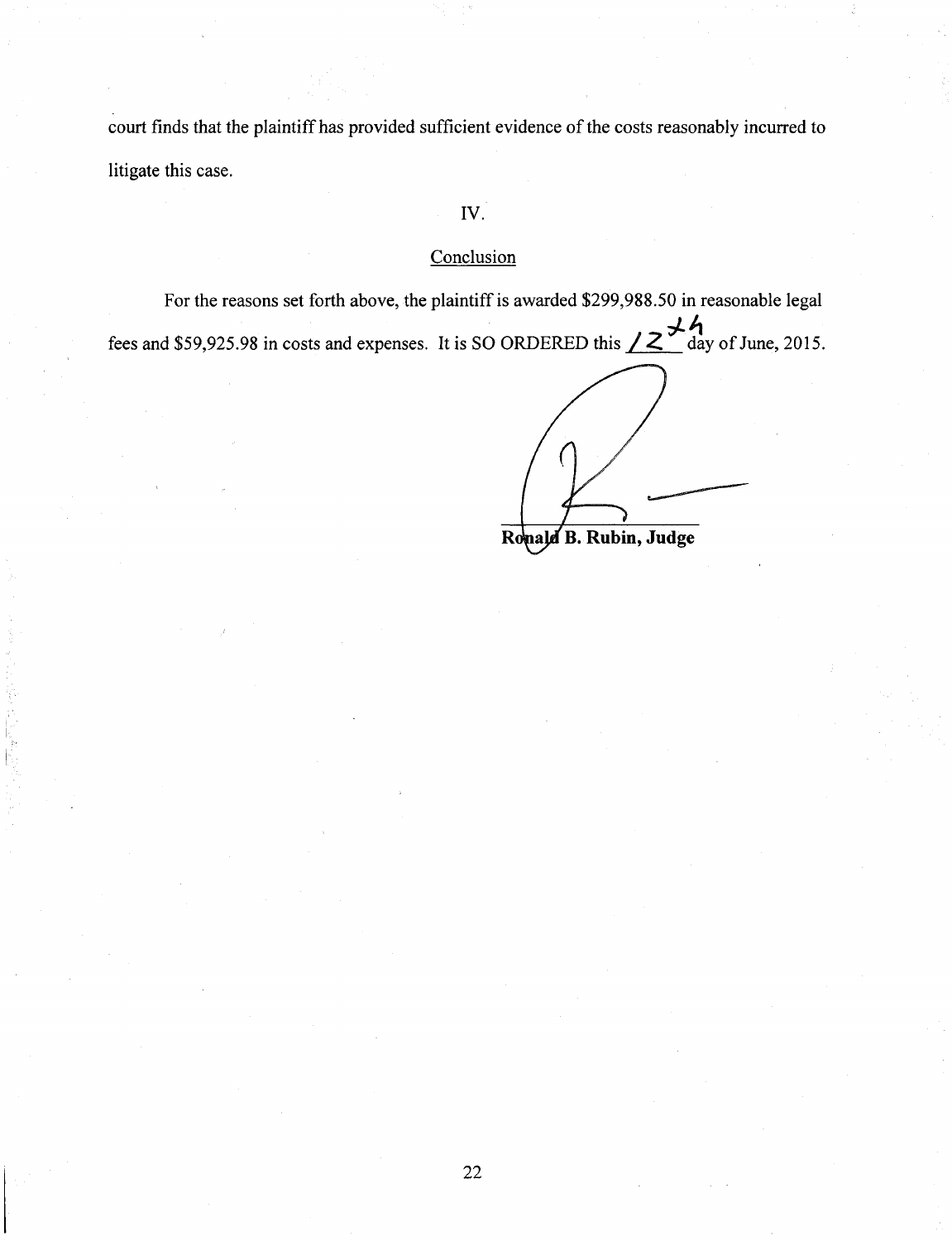court finds that the plaintiff has provided sufficient evidence of the costs reasonably incurred to litigate this case.

IV.

Conclusion

For the reasons set forth above, the plaintiff is awarded $299,988.50 in reasonable legal fees and $59,925.98 in costs and expenses. It is SO ORDERED this 12th day of June, 2015.

**Ronald B. Rubin, Judge**